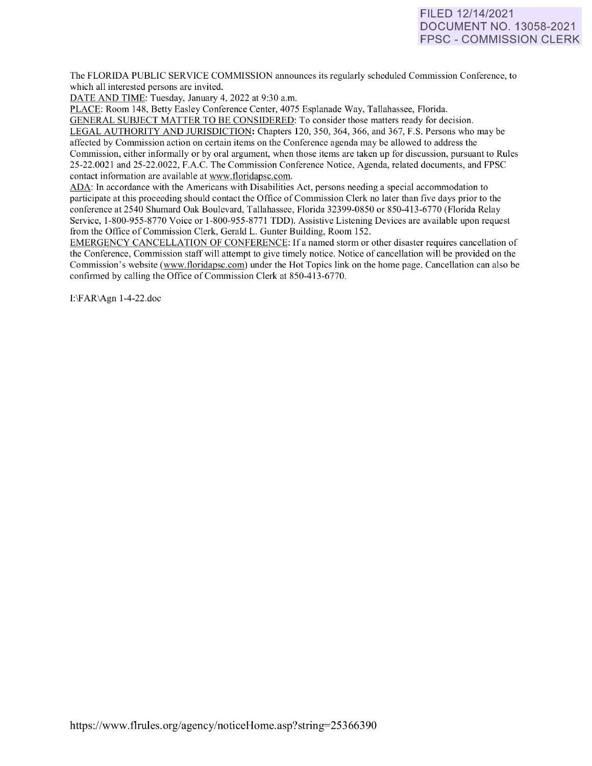FILED 12/14/2021
DOCUMENT NO. 13058-2021
FPSC - COMMISSION CLERK

The FLORIDA PUBLIC SERVICE COMMISSION announces its regularly scheduled Commission Conference, to which all interested persons are invited.

DATE AND TIME: Tuesday, January 4, 2022 at 9:30 a.m.

PLACE: Room 148, Betty Easley Conference Center, 4075 Esplanade Way, Tallahassee, Florida.

GENERAL SUBJECT MATTER TO BE CONSIDERED: To consider those matters ready for decision.

LEGAL AUTHORITY AND JURISDICTION: Chapters 120, 350, 364, 366, and 367, F.S. Persons who may be affected by Commission action on certain items on the Conference agenda may be allowed to address the Commission, either informally or by oral argument, when those items are taken up for discussion, pursuant to Rules 25-22.0021 and 25-22.0022, F.A.C. The Commission Conference Notice, Agenda, related documents, and FPSC contact information are available at www.floridapsc.com.

ADA: In accordance with the Americans with Disabilities Act, persons needing a special accommodation to participate at this proceeding should contact the Office of Commission Clerk no later than five days prior to the conference at 2540 Shumard Oak Boulevard, Tallahassee, Florida 32399-0850 or 850-413-6770 (Florida Relay Service, 1-800-955-8770 Voice or 1-800-955-8771 TDD). Assistive Listening Devices are available upon request from the Office of Commission Clerk, Gerald L. Gunter Building, Room 152.

EMERGENCY CANCELLATION OF CONFERENCE: If a named storm or other disaster requires cancellation of the Conference, Commission staff will attempt to give timely notice. Notice of cancellation will be provided on the Commission's website (www.floridapsc.com) under the Hot Topics link on the home page. Cancellation can also be confirmed by calling the Office of Commission Clerk at 850-413-6770.

I:\FAR\Agn 1-4-22.doc

https://www.flrules.org/agency/noticeHome.asp?string=25366390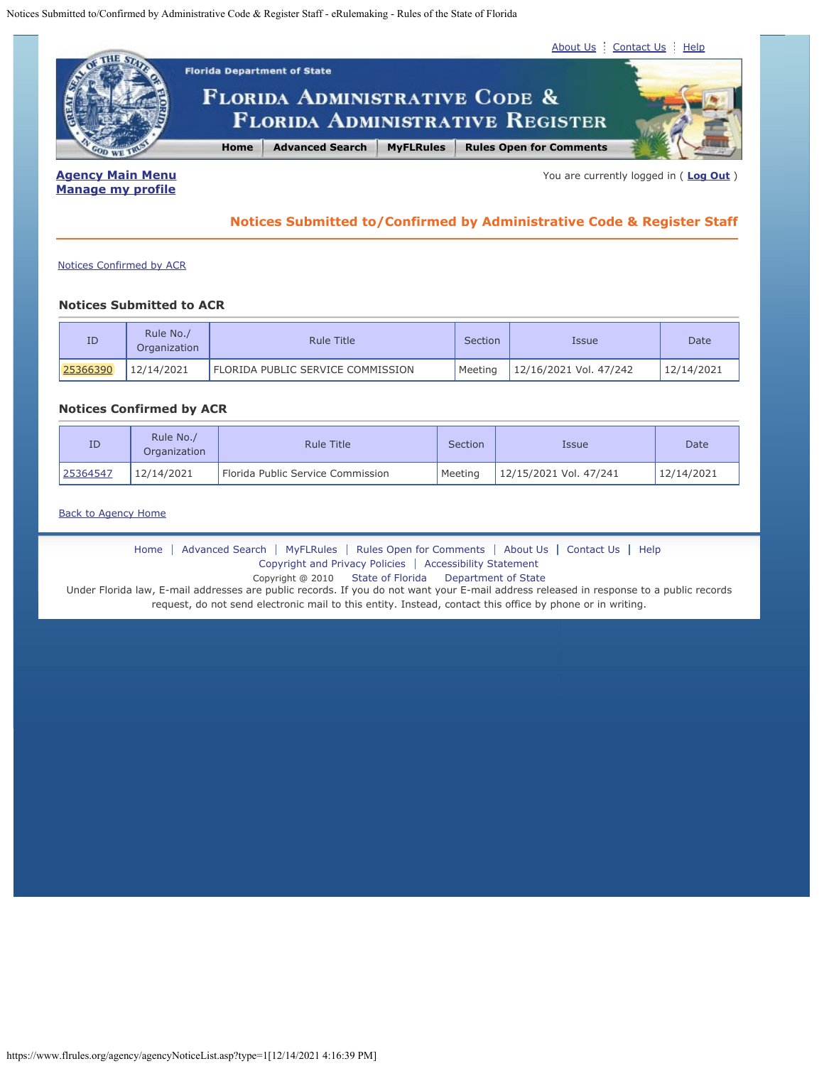About Us | Contact Us | Help

Florida Department of State

# Florida Administrative Code & Florida Administrative Register

Home | Advanced Search | MyFLRules | Rules Open for Comments

**Agency Main Menu**
**Manage my profile**

You are currently logged in ( **Log Out** )

## Notices Submitted to/Confirmed by Administrative Code & Register Staff

Notices Confirmed by ACR

### Notices Submitted to ACR

| ID | Rule No./ Organization | Rule Title | Section | Issue | Date |
|---|---|---|---|---|---|
| 25366390 | 12/14/2021 | FLORIDA PUBLIC SERVICE COMMISSION | Meeting | 12/16/2021 Vol. 47/242 | 12/14/2021 |

### Notices Confirmed by ACR

| ID | Rule No./ Organization | Rule Title | Section | Issue | Date |
|---|---|---|---|---|---|
| 25364547 | 12/14/2021 | Florida Public Service Commission | Meeting | 12/15/2021 Vol. 47/241 | 12/14/2021 |

Back to Agency Home

Home | Advanced Search | MyFLRules | Rules Open for Comments | About Us | Contact Us | Help
Copyright and Privacy Policies | Accessibility Statement
Copyright @ 2010 State of Florida Department of State
Under Florida law, E-mail addresses are public records. If you do not want your E-mail address released in response to a public records request, do not send electronic mail to this entity. Instead, contact this office by phone or in writing.